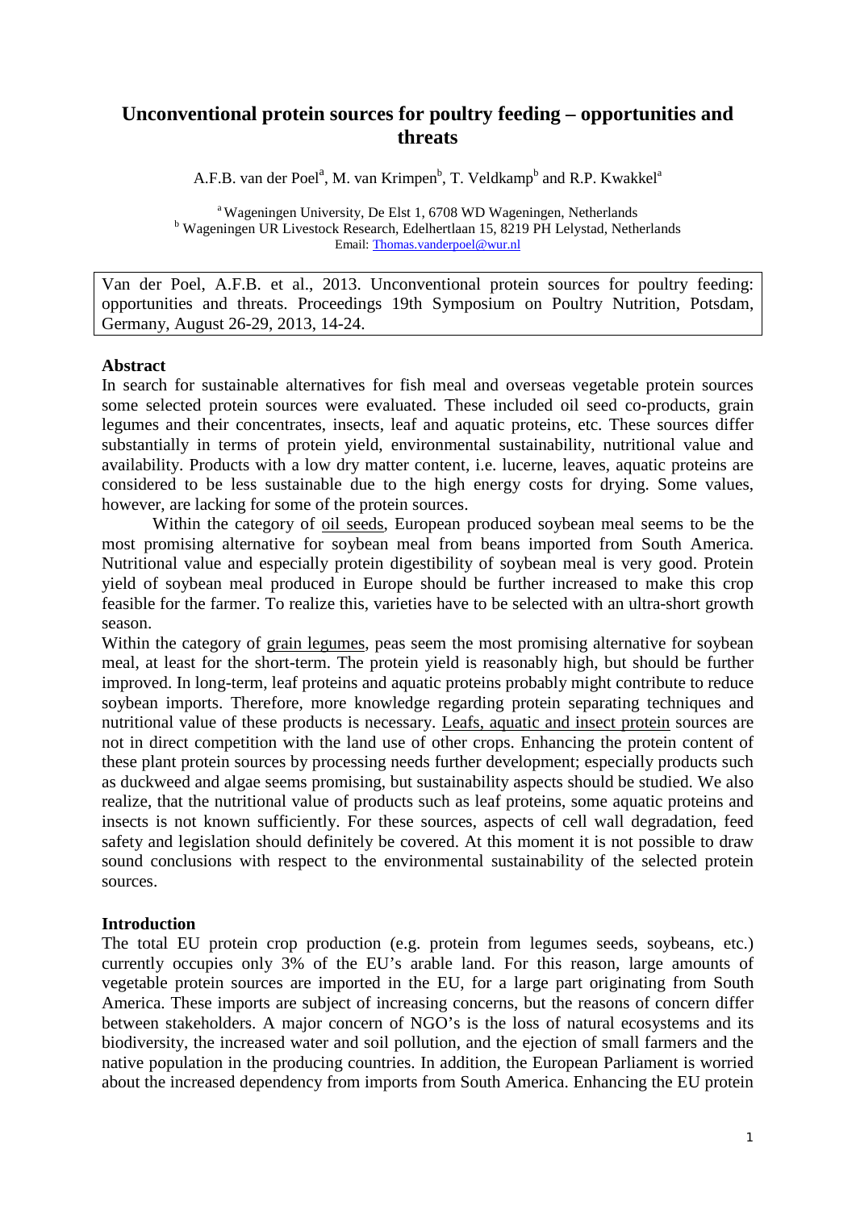# Unconventional protein sources for poultry feeding – opportunities and threats

A.F.B. van der Poel[a], M. van Krimpen[b], T. Veldkamp[b] and R.P. Kwakkel[a]

[a] Wageningen University, De Elst 1, 6708 WD Wageningen, Netherlands
[b] Wageningen UR Livestock Research, Edelhertlaan 15, 8219 PH Lelystad, Netherlands
Email: Thomas.vanderpoel@wur.nl

Van der Poel, A.F.B. et al., 2013. Unconventional protein sources for poultry feeding: opportunities and threats. Proceedings 19th Symposium on Poultry Nutrition, Potsdam, Germany, August 26-29, 2013, 14-24.

## Abstract

In search for sustainable alternatives for fish meal and overseas vegetable protein sources some selected protein sources were evaluated. These included oil seed co-products, grain legumes and their concentrates, insects, leaf and aquatic proteins, etc. These sources differ substantially in terms of protein yield, environmental sustainability, nutritional value and availability. Products with a low dry matter content, i.e. lucerne, leaves, aquatic proteins are considered to be less sustainable due to the high energy costs for drying. Some values, however, are lacking for some of the protein sources.

Within the category of oil seeds, European produced soybean meal seems to be the most promising alternative for soybean meal from beans imported from South America. Nutritional value and especially protein digestibility of soybean meal is very good. Protein yield of soybean meal produced in Europe should be further increased to make this crop feasible for the farmer. To realize this, varieties have to be selected with an ultra-short growth season.

Within the category of grain legumes, peas seem the most promising alternative for soybean meal, at least for the short-term. The protein yield is reasonably high, but should be further improved. In long-term, leaf proteins and aquatic proteins probably might contribute to reduce soybean imports. Therefore, more knowledge regarding protein separating techniques and nutritional value of these products is necessary. Leafs, aquatic and insect protein sources are not in direct competition with the land use of other crops. Enhancing the protein content of these plant protein sources by processing needs further development; especially products such as duckweed and algae seems promising, but sustainability aspects should be studied. We also realize, that the nutritional value of products such as leaf proteins, some aquatic proteins and insects is not known sufficiently. For these sources, aspects of cell wall degradation, feed safety and legislation should definitely be covered. At this moment it is not possible to draw sound conclusions with respect to the environmental sustainability of the selected protein sources.

## Introduction

The total EU protein crop production (e.g. protein from legumes seeds, soybeans, etc.) currently occupies only 3% of the EU's arable land. For this reason, large amounts of vegetable protein sources are imported in the EU, for a large part originating from South America. These imports are subject of increasing concerns, but the reasons of concern differ between stakeholders. A major concern of NGO's is the loss of natural ecosystems and its biodiversity, the increased water and soil pollution, and the ejection of small farmers and the native population in the producing countries. In addition, the European Parliament is worried about the increased dependency from imports from South America. Enhancing the EU protein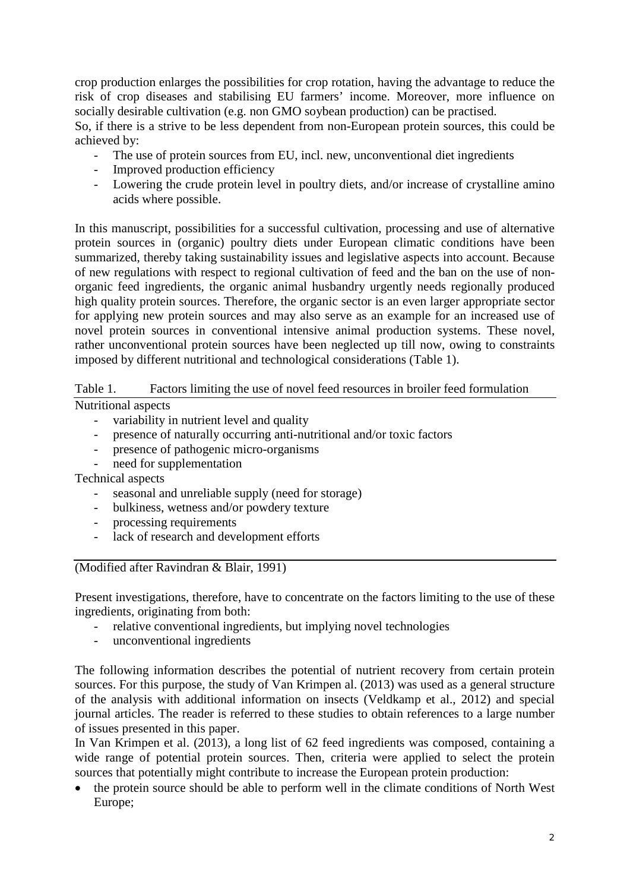crop production enlarges the possibilities for crop rotation, having the advantage to reduce the risk of crop diseases and stabilising EU farmers' income. Moreover, more influence on socially desirable cultivation (e.g. non GMO soybean production) can be practised.
So, if there is a strive to be less dependent from non-European protein sources, this could be achieved by:

- The use of protein sources from EU, incl. new, unconventional diet ingredients
- Improved production efficiency
- Lowering the crude protein level in poultry diets, and/or increase of crystalline amino acids where possible.

In this manuscript, possibilities for a successful cultivation, processing and use of alternative protein sources in (organic) poultry diets under European climatic conditions have been summarized, thereby taking sustainability issues and legislative aspects into account. Because of new regulations with respect to regional cultivation of feed and the ban on the use of non-organic feed ingredients, the organic animal husbandry urgently needs regionally produced high quality protein sources. Therefore, the organic sector is an even larger appropriate sector for applying new protein sources and may also serve as an example for an increased use of novel protein sources in conventional intensive animal production systems. These novel, rather unconventional protein sources have been neglected up till now, owing to constraints imposed by different nutritional and technological considerations (Table 1).

Table 1. Factors limiting the use of novel feed resources in broiler feed formulation

Nutritional aspects

- variability in nutrient level and quality
- presence of naturally occurring anti-nutritional and/or toxic factors
- presence of pathogenic micro-organisms
- need for supplementation

Technical aspects

- seasonal and unreliable supply (need for storage)
- bulkiness, wetness and/or powdery texture
- processing requirements
- lack of research and development efforts

(Modified after Ravindran & Blair, 1991)

Present investigations, therefore, have to concentrate on the factors limiting to the use of these ingredients, originating from both:

- relative conventional ingredients, but implying novel technologies
- unconventional ingredients

The following information describes the potential of nutrient recovery from certain protein sources. For this purpose, the study of Van Krimpen al. (2013) was used as a general structure of the analysis with additional information on insects (Veldkamp et al., 2012) and special journal articles. The reader is referred to these studies to obtain references to a large number of issues presented in this paper.
In Van Krimpen et al. (2013), a long list of 62 feed ingredients was composed, containing a wide range of potential protein sources. Then, criteria were applied to select the protein sources that potentially might contribute to increase the European protein production:

- the protein source should be able to perform well in the climate conditions of North West Europe;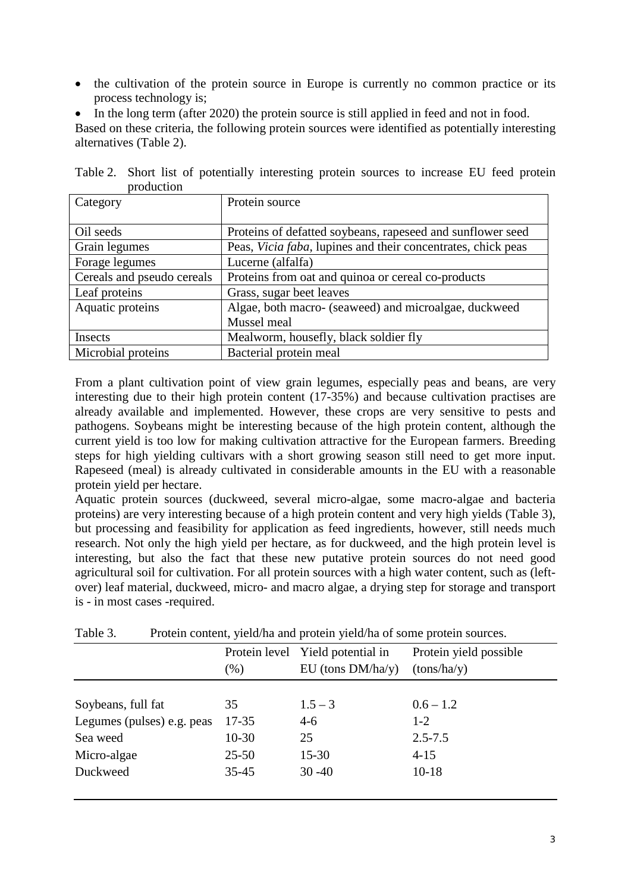- the cultivation of the protein source in Europe is currently no common practice or its process technology is;
- In the long term (after 2020) the protein source is still applied in feed and not in food.

Based on these criteria, the following protein sources were identified as potentially interesting alternatives (Table 2).

Table 2. Short list of potentially interesting protein sources to increase EU feed protein production

| Category | Protein source |
|---|---|
| Oil seeds | Proteins of defatted soybeans, rapeseed and sunflower seed |
| Grain legumes | Peas, *Vicia faba*, lupines and their concentrates, chick peas |
| Forage legumes | Lucerne (alfalfa) |
| Cereals and pseudo cereals | Proteins from oat and quinoa or cereal co-products |
| Leaf proteins | Grass, sugar beet leaves |
| Aquatic proteins | Algae, both macro- (seaweed) and microalgae, duckweed<br>Mussel meal |
| Insects | Mealworm, housefly, black soldier fly |
| Microbial proteins | Bacterial protein meal |

From a plant cultivation point of view grain legumes, especially peas and beans, are very interesting due to their high protein content (17-35%) and because cultivation practises are already available and implemented. However, these crops are very sensitive to pests and pathogens. Soybeans might be interesting because of the high protein content, although the current yield is too low for making cultivation attractive for the European farmers. Breeding steps for high yielding cultivars with a short growing season still need to get more input. Rapeseed (meal) is already cultivated in considerable amounts in the EU with a reasonable protein yield per hectare.

Aquatic protein sources (duckweed, several micro-algae, some macro-algae and bacteria proteins) are very interesting because of a high protein content and very high yields (Table 3), but processing and feasibility for application as feed ingredients, however, still needs much research. Not only the high yield per hectare, as for duckweed, and the high protein level is interesting, but also the fact that these new putative protein sources do not need good agricultural soil for cultivation. For all protein sources with a high water content, such as (left-over) leaf material, duckweed, micro- and macro algae, a drying step for storage and transport is - in most cases -required.

Table 3. Protein content, yield/ha and protein yield/ha of some protein sources.

| | Protein level (%) | Yield potential in EU (tons DM/ha/y) | Protein yield possible (tons/ha/y) |
|---|---|---|---|
| Soybeans, full fat | 35 | 1.5 – 3 | 0.6 – 1.2 |
| Legumes (pulses) e.g. peas | 17-35 | 4-6 | 1-2 |
| Sea weed | 10-30 | 25 | 2.5-7.5 |
| Micro-algae | 25-50 | 15-30 | 4-15 |
| Duckweed | 35-45 | 30 -40 | 10-18 |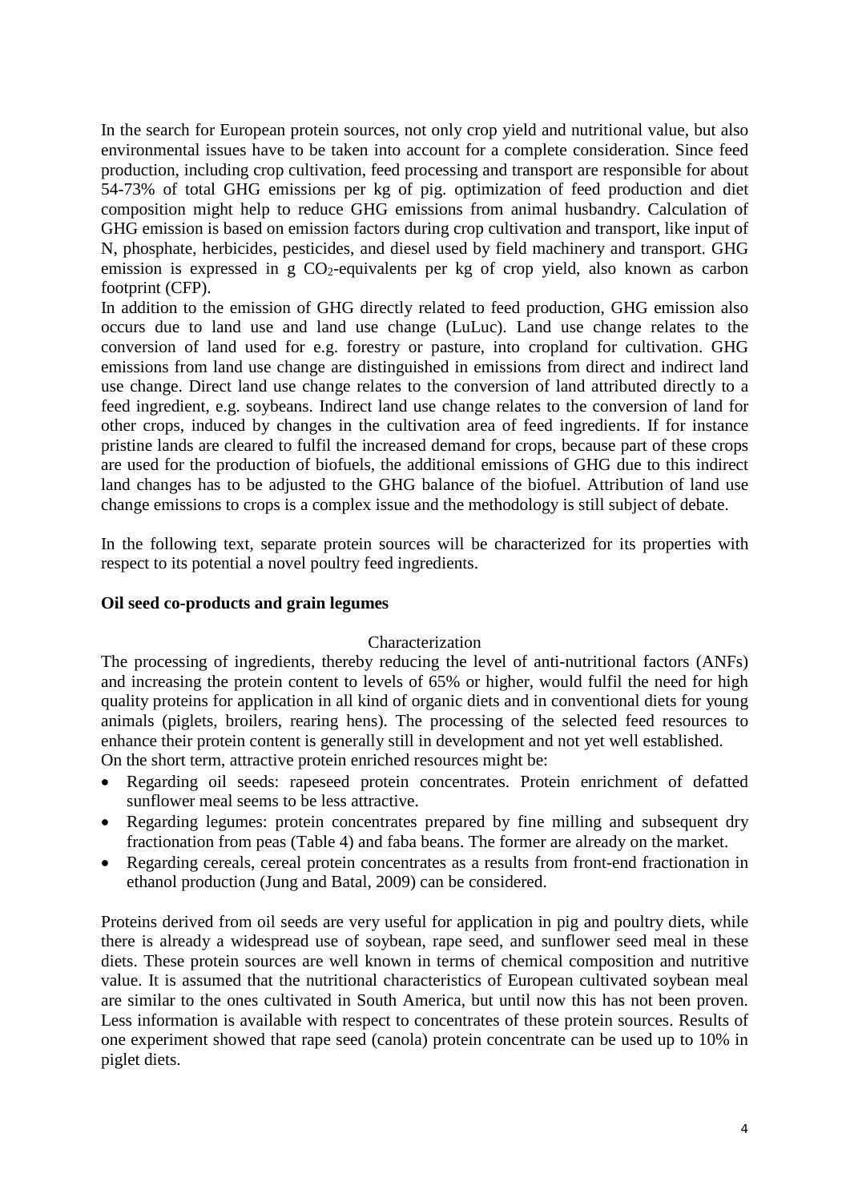In the search for European protein sources, not only crop yield and nutritional value, but also environmental issues have to be taken into account for a complete consideration. Since feed production, including crop cultivation, feed processing and transport are responsible for about 54-73% of total GHG emissions per kg of pig. optimization of feed production and diet composition might help to reduce GHG emissions from animal husbandry. Calculation of GHG emission is based on emission factors during crop cultivation and transport, like input of N, phosphate, herbicides, pesticides, and diesel used by field machinery and transport. GHG emission is expressed in g $CO_2$-equivalents per kg of crop yield, also known as carbon footprint (CFP).

In addition to the emission of GHG directly related to feed production, GHG emission also occurs due to land use and land use change (LuLuc). Land use change relates to the conversion of land used for e.g. forestry or pasture, into cropland for cultivation. GHG emissions from land use change are distinguished in emissions from direct and indirect land use change. Direct land use change relates to the conversion of land attributed directly to a feed ingredient, e.g. soybeans. Indirect land use change relates to the conversion of land for other crops, induced by changes in the cultivation area of feed ingredients. If for instance pristine lands are cleared to fulfil the increased demand for crops, because part of these crops are used for the production of biofuels, the additional emissions of GHG due to this indirect land changes has to be adjusted to the GHG balance of the biofuel. Attribution of land use change emissions to crops is a complex issue and the methodology is still subject of debate.

In the following text, separate protein sources will be characterized for its properties with respect to its potential a novel poultry feed ingredients.

**Oil seed co-products and grain legumes**

Characterization

The processing of ingredients, thereby reducing the level of anti-nutritional factors (ANFs) and increasing the protein content to levels of 65% or higher, would fulfil the need for high quality proteins for application in all kind of organic diets and in conventional diets for young animals (piglets, broilers, rearing hens). The processing of the selected feed resources to enhance their protein content is generally still in development and not yet well established.
On the short term, attractive protein enriched resources might be:

- Regarding oil seeds: rapeseed protein concentrates. Protein enrichment of defatted sunflower meal seems to be less attractive.
- Regarding legumes: protein concentrates prepared by fine milling and subsequent dry fractionation from peas (Table 4) and faba beans. The former are already on the market.
- Regarding cereals, cereal protein concentrates as a results from front-end fractionation in ethanol production (Jung and Batal, 2009) can be considered.

Proteins derived from oil seeds are very useful for application in pig and poultry diets, while there is already a widespread use of soybean, rape seed, and sunflower seed meal in these diets. These protein sources are well known in terms of chemical composition and nutritive value. It is assumed that the nutritional characteristics of European cultivated soybean meal are similar to the ones cultivated in South America, but until now this has not been proven. Less information is available with respect to concentrates of these protein sources. Results of one experiment showed that rape seed (canola) protein concentrate can be used up to 10% in piglet diets.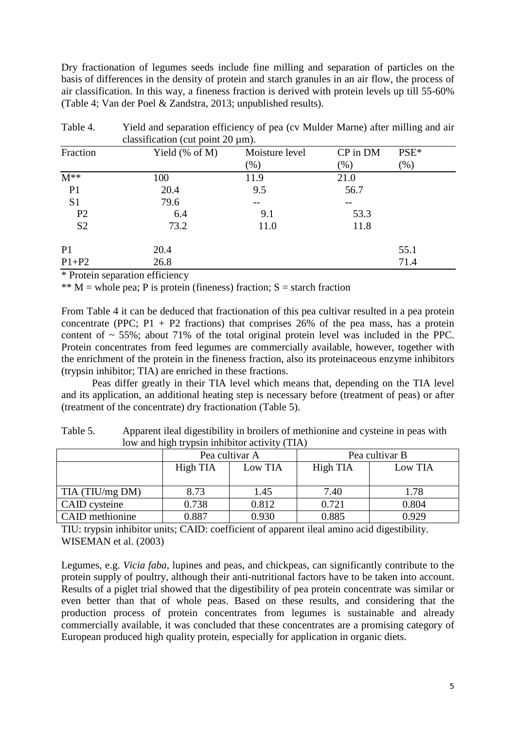Dry fractionation of legumes seeds include fine milling and separation of particles on the basis of differences in the density of protein and starch granules in an air flow, the process of air classification. In this way, a fineness fraction is derived with protein levels up till 55-60% (Table 4; Van der Poel & Zandstra, 2013; unpublished results).

Table 4. Yield and separation efficiency of pea (cv Mulder Marne) after milling and air classification (cut point 20 µm).

| Fraction | Yield (% of M) | Moisture level (%) | CP in DM (%) | PSE* (%) |
|---|---|---|---|---|
| M** | 100 | 11.9 | 21.0 | |
| P1 | 20.4 | 9.5 | 56.7 | |
| S1 | 79.6 | -- | -- | |
| P2 | 6.4 | 9.1 | 53.3 | |
| S2 | 73.2 | 11.0 | 11.8 | |
| P1 | 20.4 | | | 55.1 |
| P1+P2 | 26.8 | | | 71.4 |

* Protein separation efficiency

** M = whole pea; P is protein (fineness) fraction; S = starch fraction

From Table 4 it can be deduced that fractionation of this pea cultivar resulted in a pea protein concentrate (PPC; P1 + P2 fractions) that comprises 26% of the pea mass, has a protein content of ~ 55%; about 71% of the total original protein level was included in the PPC. Protein concentrates from feed legumes are commercially available, however, together with the enrichment of the protein in the fineness fraction, also its proteinaceous enzyme inhibitors (trypsin inhibitor; TIA) are enriched in these fractions.

Peas differ greatly in their TIA level which means that, depending on the TIA level and its application, an additional heating step is necessary before (treatment of peas) or after (treatment of the concentrate) dry fractionation (Table 5).

Table 5. Apparent ileal digestibility in broilers of methionine and cysteine in peas with low and high trypsin inhibitor activity (TIA)

| | Pea cultivar A | | Pea cultivar B | |
|---|---|---|---|---|
| | High TIA | Low TIA | High TIA | Low TIA |
| TIA (TIU/mg DM) | 8.73 | 1.45 | 7.40 | 1.78 |
| CAID cysteine | 0.738 | 0.812 | 0.721 | 0.804 |
| CAID methionine | 0.887 | 0.930 | 0.885 | 0.929 |

TIU: trypsin inhibitor units; CAID: coefficient of apparent ileal amino acid digestibility. WISEMAN et al. (2003)

Legumes, e.g. *Vicia faba*, lupines and peas, and chickpeas, can significantly contribute to the protein supply of poultry, although their anti-nutritional factors have to be taken into account. Results of a piglet trial showed that the digestibility of pea protein concentrate was similar or even better than that of whole peas. Based on these results, and considering that the production process of protein concentrates from legumes is sustainable and already commercially available, it was concluded that these concentrates are a promising category of European produced high quality protein, especially for application in organic diets.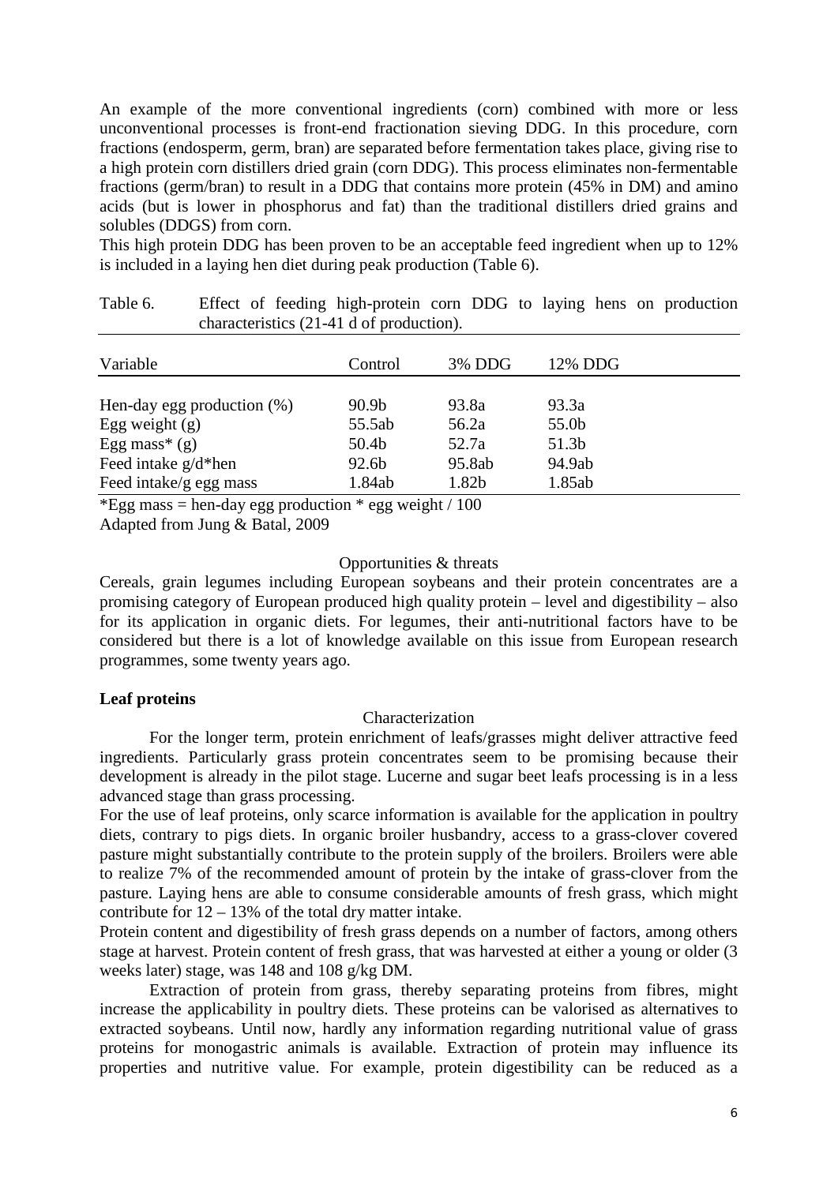An example of the more conventional ingredients (corn) combined with more or less unconventional processes is front-end fractionation sieving DDG. In this procedure, corn fractions (endosperm, germ, bran) are separated before fermentation takes place, giving rise to a high protein corn distillers dried grain (corn DDG). This process eliminates non-fermentable fractions (germ/bran) to result in a DDG that contains more protein (45% in DM) and amino acids (but is lower in phosphorus and fat) than the traditional distillers dried grains and solubles (DDGS) from corn.

This high protein DDG has been proven to be an acceptable feed ingredient when up to 12% is included in a laying hen diet during peak production (Table 6).

Table 6. Effect of feeding high-protein corn DDG to laying hens on production characteristics (21-41 d of production).

| Variable | Control | 3% DDG | 12% DDG |
|---|---|---|---|
| Hen-day egg production (%) | 90.9b | 93.8a | 93.3a |
| Egg weight (g) | 55.5ab | 56.2a | 55.0b |
| Egg mass* (g) | 50.4b | 52.7a | 51.3b |
| Feed intake g/d*hen | 92.6b | 95.8ab | 94.9ab |
| Feed intake/g egg mass | 1.84ab | 1.82b | 1.85ab |

*Egg mass = hen-day egg production * egg weight / 100

Adapted from Jung & Batal, 2009

Opportunities & threats

Cereals, grain legumes including European soybeans and their protein concentrates are a promising category of European produced high quality protein – level and digestibility – also for its application in organic diets. For legumes, their anti-nutritional factors have to be considered but there is a lot of knowledge available on this issue from European research programmes, some twenty years ago.

**Leaf proteins**

Characterization

For the longer term, protein enrichment of leafs/grasses might deliver attractive feed ingredients. Particularly grass protein concentrates seem to be promising because their development is already in the pilot stage. Lucerne and sugar beet leafs processing is in a less advanced stage than grass processing.

For the use of leaf proteins, only scarce information is available for the application in poultry diets, contrary to pigs diets. In organic broiler husbandry, access to a grass-clover covered pasture might substantially contribute to the protein supply of the broilers. Broilers were able to realize 7% of the recommended amount of protein by the intake of grass-clover from the pasture. Laying hens are able to consume considerable amounts of fresh grass, which might contribute for 12 – 13% of the total dry matter intake.

Protein content and digestibility of fresh grass depends on a number of factors, among others stage at harvest. Protein content of fresh grass, that was harvested at either a young or older (3 weeks later) stage, was 148 and 108 g/kg DM.

Extraction of protein from grass, thereby separating proteins from fibres, might increase the applicability in poultry diets. These proteins can be valorised as alternatives to extracted soybeans. Until now, hardly any information regarding nutritional value of grass proteins for monogastric animals is available. Extraction of protein may influence its properties and nutritive value. For example, protein digestibility can be reduced as a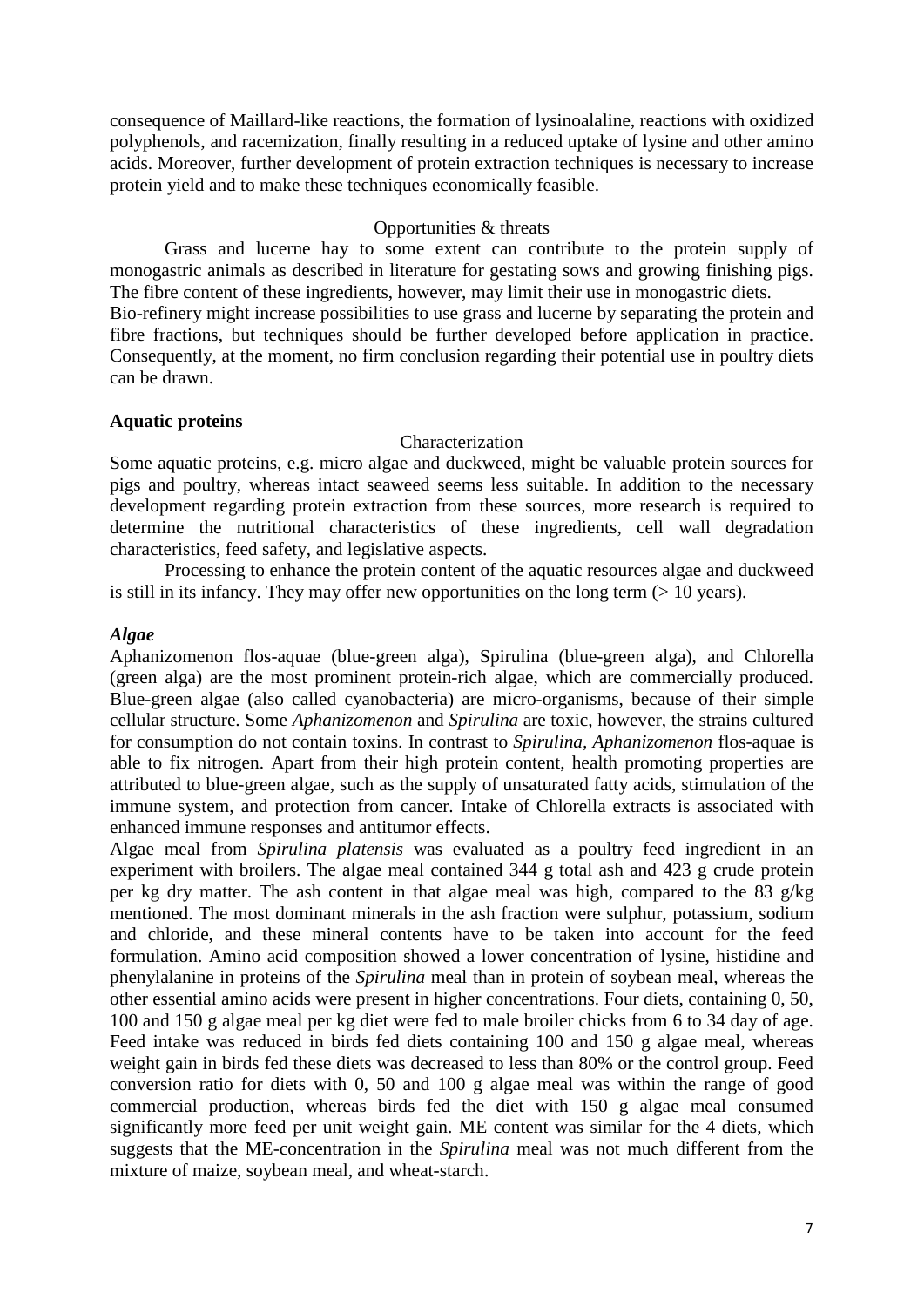consequence of Maillard-like reactions, the formation of lysinoalaline, reactions with oxidized polyphenols, and racemization, finally resulting in a reduced uptake of lysine and other amino acids. Moreover, further development of protein extraction techniques is necessary to increase protein yield and to make these techniques economically feasible.

Opportunities & threats

Grass and lucerne hay to some extent can contribute to the protein supply of monogastric animals as described in literature for gestating sows and growing finishing pigs. The fibre content of these ingredients, however, may limit their use in monogastric diets. Bio-refinery might increase possibilities to use grass and lucerne by separating the protein and fibre fractions, but techniques should be further developed before application in practice. Consequently, at the moment, no firm conclusion regarding their potential use in poultry diets can be drawn.

**Aquatic proteins**

Characterization

Some aquatic proteins, e.g. micro algae and duckweed, might be valuable protein sources for pigs and poultry, whereas intact seaweed seems less suitable. In addition to the necessary development regarding protein extraction from these sources, more research is required to determine the nutritional characteristics of these ingredients, cell wall degradation characteristics, feed safety, and legislative aspects.

Processing to enhance the protein content of the aquatic resources algae and duckweed is still in its infancy. They may offer new opportunities on the long term (> 10 years).

***Algae***

Aphanizomenon flos-aquae (blue-green alga), Spirulina (blue-green alga), and Chlorella (green alga) are the most prominent protein-rich algae, which are commercially produced. Blue-green algae (also called cyanobacteria) are micro-organisms, because of their simple cellular structure. Some *Aphanizomenon* and *Spirulina* are toxic, however, the strains cultured for consumption do not contain toxins. In contrast to *Spirulina*, *Aphanizomenon* flos-aquae is able to fix nitrogen. Apart from their high protein content, health promoting properties are attributed to blue-green algae, such as the supply of unsaturated fatty acids, stimulation of the immune system, and protection from cancer. Intake of Chlorella extracts is associated with enhanced immune responses and antitumor effects.

Algae meal from *Spirulina platensis* was evaluated as a poultry feed ingredient in an experiment with broilers. The algae meal contained 344 g total ash and 423 g crude protein per kg dry matter. The ash content in that algae meal was high, compared to the 83 g/kg mentioned. The most dominant minerals in the ash fraction were sulphur, potassium, sodium and chloride, and these mineral contents have to be taken into account for the feed formulation. Amino acid composition showed a lower concentration of lysine, histidine and phenylalanine in proteins of the *Spirulina* meal than in protein of soybean meal, whereas the other essential amino acids were present in higher concentrations. Four diets, containing 0, 50, 100 and 150 g algae meal per kg diet were fed to male broiler chicks from 6 to 34 day of age. Feed intake was reduced in birds fed diets containing 100 and 150 g algae meal, whereas weight gain in birds fed these diets was decreased to less than 80% or the control group. Feed conversion ratio for diets with 0, 50 and 100 g algae meal was within the range of good commercial production, whereas birds fed the diet with 150 g algae meal consumed significantly more feed per unit weight gain. ME content was similar for the 4 diets, which suggests that the ME-concentration in the *Spirulina* meal was not much different from the mixture of maize, soybean meal, and wheat-starch.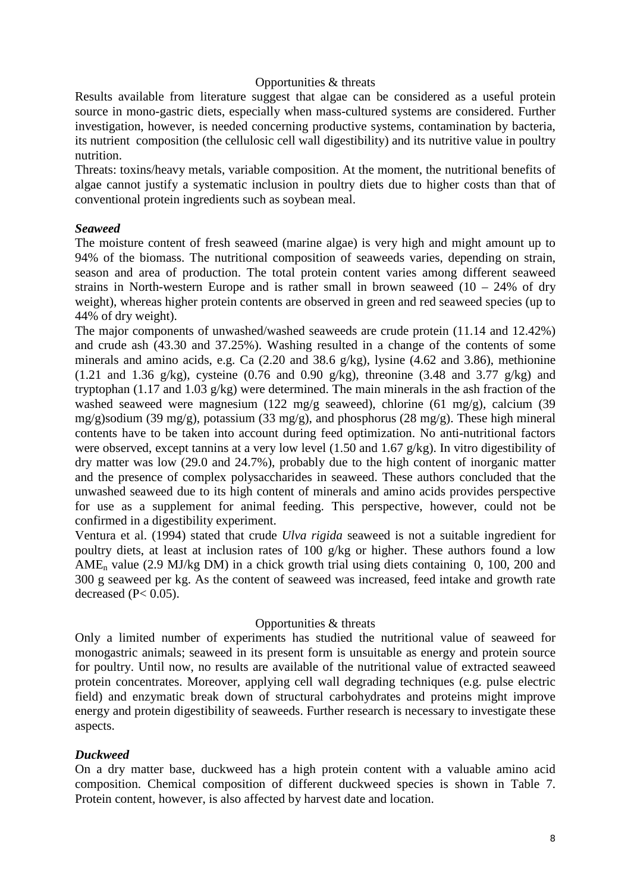Opportunities & threats

Results available from literature suggest that algae can be considered as a useful protein source in mono-gastric diets, especially when mass-cultured systems are considered. Further investigation, however, is needed concerning productive systems, contamination by bacteria, its nutrient composition (the cellulosic cell wall digestibility) and its nutritive value in poultry nutrition.

Threats: toxins/heavy metals, variable composition. At the moment, the nutritional benefits of algae cannot justify a systematic inclusion in poultry diets due to higher costs than that of conventional protein ingredients such as soybean meal.

### *Seaweed*

The moisture content of fresh seaweed (marine algae) is very high and might amount up to 94% of the biomass. The nutritional composition of seaweeds varies, depending on strain, season and area of production. The total protein content varies among different seaweed strains in North-western Europe and is rather small in brown seaweed (10 – 24% of dry weight), whereas higher protein contents are observed in green and red seaweed species (up to 44% of dry weight).

The major components of unwashed/washed seaweeds are crude protein (11.14 and 12.42%) and crude ash (43.30 and 37.25%). Washing resulted in a change of the contents of some minerals and amino acids, e.g. Ca (2.20 and 38.6 g/kg), lysine (4.62 and 3.86), methionine (1.21 and 1.36 g/kg), cysteine (0.76 and 0.90 g/kg), threonine (3.48 and 3.77 g/kg) and tryptophan (1.17 and 1.03 g/kg) were determined. The main minerals in the ash fraction of the washed seaweed were magnesium (122 mg/g seaweed), chlorine (61 mg/g), calcium (39 mg/g)sodium (39 mg/g), potassium (33 mg/g), and phosphorus (28 mg/g). These high mineral contents have to be taken into account during feed optimization. No anti-nutritional factors were observed, except tannins at a very low level (1.50 and 1.67 g/kg). In vitro digestibility of dry matter was low (29.0 and 24.7%), probably due to the high content of inorganic matter and the presence of complex polysaccharides in seaweed. These authors concluded that the unwashed seaweed due to its high content of minerals and amino acids provides perspective for use as a supplement for animal feeding. This perspective, however, could not be confirmed in a digestibility experiment.

Ventura et al. (1994) stated that crude *Ulva rigida* seaweed is not a suitable ingredient for poultry diets, at least at inclusion rates of 100 g/kg or higher. These authors found a low $AME_n$ value (2.9 MJ/kg DM) in a chick growth trial using diets containing 0, 100, 200 and 300 g seaweed per kg. As the content of seaweed was increased, feed intake and growth rate decreased ($P< 0.05$).

Opportunities & threats

Only a limited number of experiments has studied the nutritional value of seaweed for monogastric animals; seaweed in its present form is unsuitable as energy and protein source for poultry. Until now, no results are available of the nutritional value of extracted seaweed protein concentrates. Moreover, applying cell wall degrading techniques (e.g. pulse electric field) and enzymatic break down of structural carbohydrates and proteins might improve energy and protein digestibility of seaweeds. Further research is necessary to investigate these aspects.

### *Duckweed*

On a dry matter base, duckweed has a high protein content with a valuable amino acid composition. Chemical composition of different duckweed species is shown in Table 7. Protein content, however, is also affected by harvest date and location.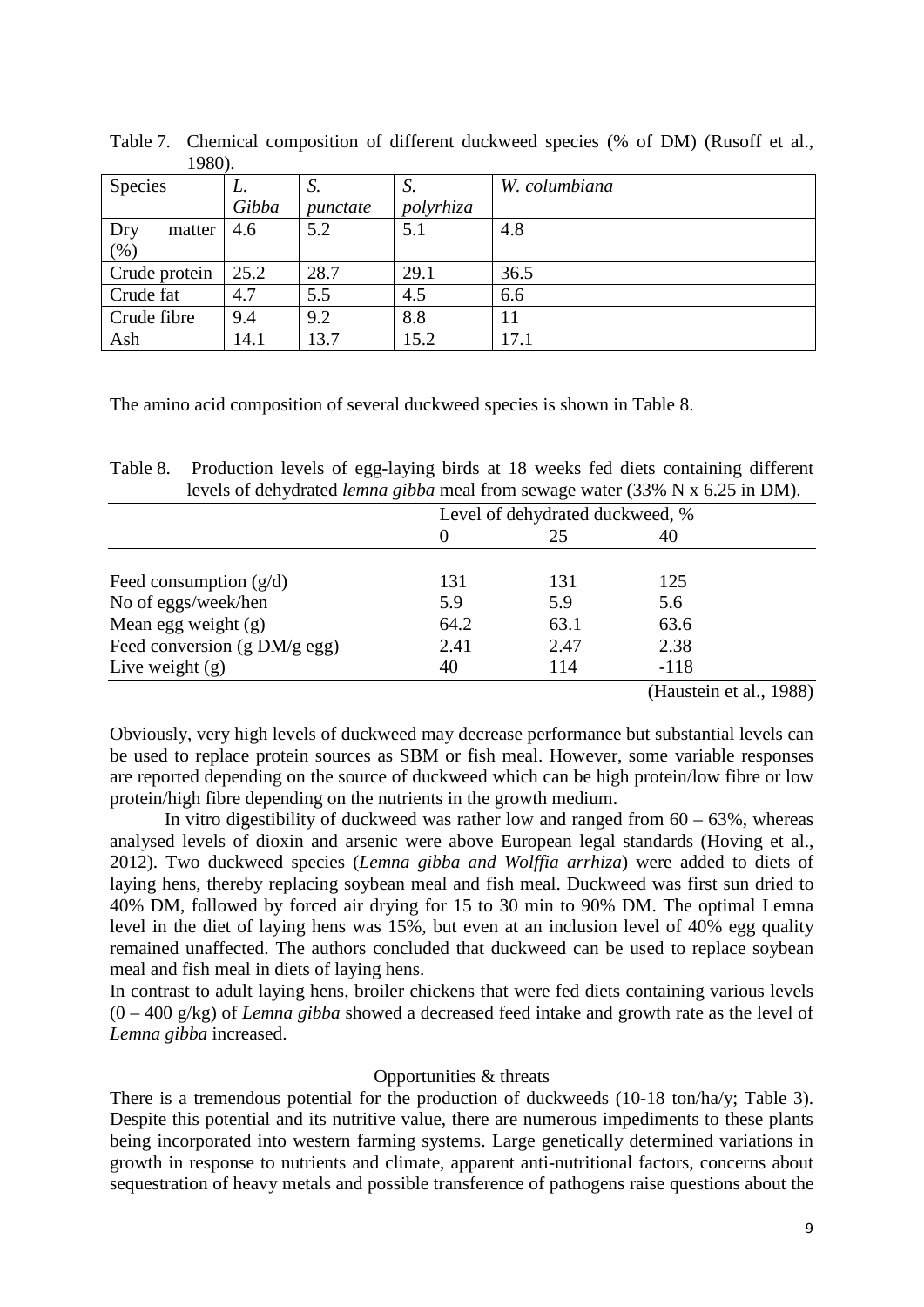Table 7. Chemical composition of different duckweed species (% of DM) (Rusoff et al., 1980).

| Species | *L. Gibba* | *S. punctate* | *S. polyrhiza* | *W. columbiana* |
|---|---|---|---|---|
| Dry matter (%) | 4.6 | 5.2 | 5.1 | 4.8 |
| Crude protein | 25.2 | 28.7 | 29.1 | 36.5 |
| Crude fat | 4.7 | 5.5 | 4.5 | 6.6 |
| Crude fibre | 9.4 | 9.2 | 8.8 | 11 |
| Ash | 14.1 | 13.7 | 15.2 | 17.1 |

The amino acid composition of several duckweed species is shown in Table 8.

Table 8. Production levels of egg-laying birds at 18 weeks fed diets containing different levels of dehydrated *lemna gibba* meal from sewage water (33% N x 6.25 in DM).

| | Level of dehydrated duckweed, % | | |
|---|---|---|---|
| | 0 | 25 | 40 |
| Feed consumption (g/d) | 131 | 131 | 125 |
| No of eggs/week/hen | 5.9 | 5.9 | 5.6 |
| Mean egg weight (g) | 64.2 | 63.1 | 63.6 |
| Feed conversion (g DM/g egg) | 2.41 | 2.47 | 2.38 |
| Live weight (g) | 40 | 114 | -118 |

(Haustein et al., 1988)

Obviously, very high levels of duckweed may decrease performance but substantial levels can be used to replace protein sources as SBM or fish meal. However, some variable responses are reported depending on the source of duckweed which can be high protein/low fibre or low protein/high fibre depending on the nutrients in the growth medium.

In vitro digestibility of duckweed was rather low and ranged from 60 – 63%, whereas analysed levels of dioxin and arsenic were above European legal standards (Hoving et al., 2012). Two duckweed species (*Lemna gibba and Wolffia arrhiza*) were added to diets of laying hens, thereby replacing soybean meal and fish meal. Duckweed was first sun dried to 40% DM, followed by forced air drying for 15 to 30 min to 90% DM. The optimal Lemna level in the diet of laying hens was 15%, but even at an inclusion level of 40% egg quality remained unaffected. The authors concluded that duckweed can be used to replace soybean meal and fish meal in diets of laying hens.

In contrast to adult laying hens, broiler chickens that were fed diets containing various levels (0 – 400 g/kg) of *Lemna gibba* showed a decreased feed intake and growth rate as the level of *Lemna gibba* increased.

### Opportunities & threats

There is a tremendous potential for the production of duckweeds (10-18 ton/ha/y; Table 3). Despite this potential and its nutritive value, there are numerous impediments to these plants being incorporated into western farming systems. Large genetically determined variations in growth in response to nutrients and climate, apparent anti-nutritional factors, concerns about sequestration of heavy metals and possible transference of pathogens raise questions about the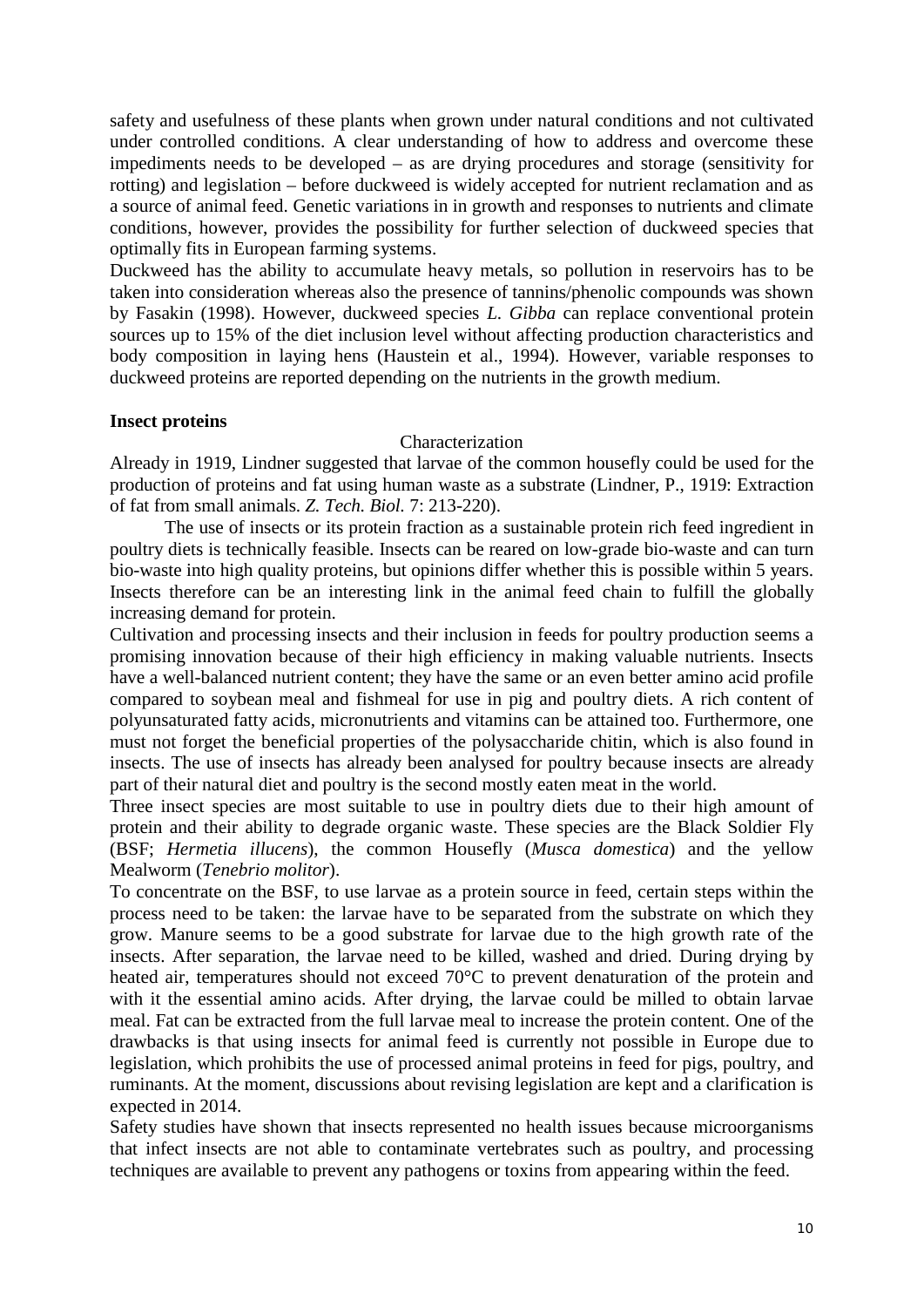safety and usefulness of these plants when grown under natural conditions and not cultivated under controlled conditions. A clear understanding of how to address and overcome these impediments needs to be developed – as are drying procedures and storage (sensitivity for rotting) and legislation – before duckweed is widely accepted for nutrient reclamation and as a source of animal feed. Genetic variations in in growth and responses to nutrients and climate conditions, however, provides the possibility for further selection of duckweed species that optimally fits in European farming systems.

Duckweed has the ability to accumulate heavy metals, so pollution in reservoirs has to be taken into consideration whereas also the presence of tannins/phenolic compounds was shown by Fasakin (1998). However, duckweed species *L. Gibba* can replace conventional protein sources up to 15% of the diet inclusion level without affecting production characteristics and body composition in laying hens (Haustein et al., 1994). However, variable responses to duckweed proteins are reported depending on the nutrients in the growth medium.

**Insect proteins**

Characterization

Already in 1919, Lindner suggested that larvae of the common housefly could be used for the production of proteins and fat using human waste as a substrate (Lindner, P., 1919: Extraction of fat from small animals. *Z. Tech. Biol.* 7: 213-220).

The use of insects or its protein fraction as a sustainable protein rich feed ingredient in poultry diets is technically feasible. Insects can be reared on low-grade bio-waste and can turn bio-waste into high quality proteins, but opinions differ whether this is possible within 5 years. Insects therefore can be an interesting link in the animal feed chain to fulfill the globally increasing demand for protein.

Cultivation and processing insects and their inclusion in feeds for poultry production seems a promising innovation because of their high efficiency in making valuable nutrients. Insects have a well-balanced nutrient content; they have the same or an even better amino acid profile compared to soybean meal and fishmeal for use in pig and poultry diets. A rich content of polyunsaturated fatty acids, micronutrients and vitamins can be attained too. Furthermore, one must not forget the beneficial properties of the polysaccharide chitin, which is also found in insects. The use of insects has already been analysed for poultry because insects are already part of their natural diet and poultry is the second mostly eaten meat in the world.

Three insect species are most suitable to use in poultry diets due to their high amount of protein and their ability to degrade organic waste. These species are the Black Soldier Fly (BSF; *Hermetia illucens*), the common Housefly (*Musca domestica*) and the yellow Mealworm (*Tenebrio molitor*).

To concentrate on the BSF, to use larvae as a protein source in feed, certain steps within the process need to be taken: the larvae have to be separated from the substrate on which they grow. Manure seems to be a good substrate for larvae due to the high growth rate of the insects. After separation, the larvae need to be killed, washed and dried. During drying by heated air, temperatures should not exceed 70°C to prevent denaturation of the protein and with it the essential amino acids. After drying, the larvae could be milled to obtain larvae meal. Fat can be extracted from the full larvae meal to increase the protein content. One of the drawbacks is that using insects for animal feed is currently not possible in Europe due to legislation, which prohibits the use of processed animal proteins in feed for pigs, poultry, and ruminants. At the moment, discussions about revising legislation are kept and a clarification is expected in 2014.

Safety studies have shown that insects represented no health issues because microorganisms that infect insects are not able to contaminate vertebrates such as poultry, and processing techniques are available to prevent any pathogens or toxins from appearing within the feed.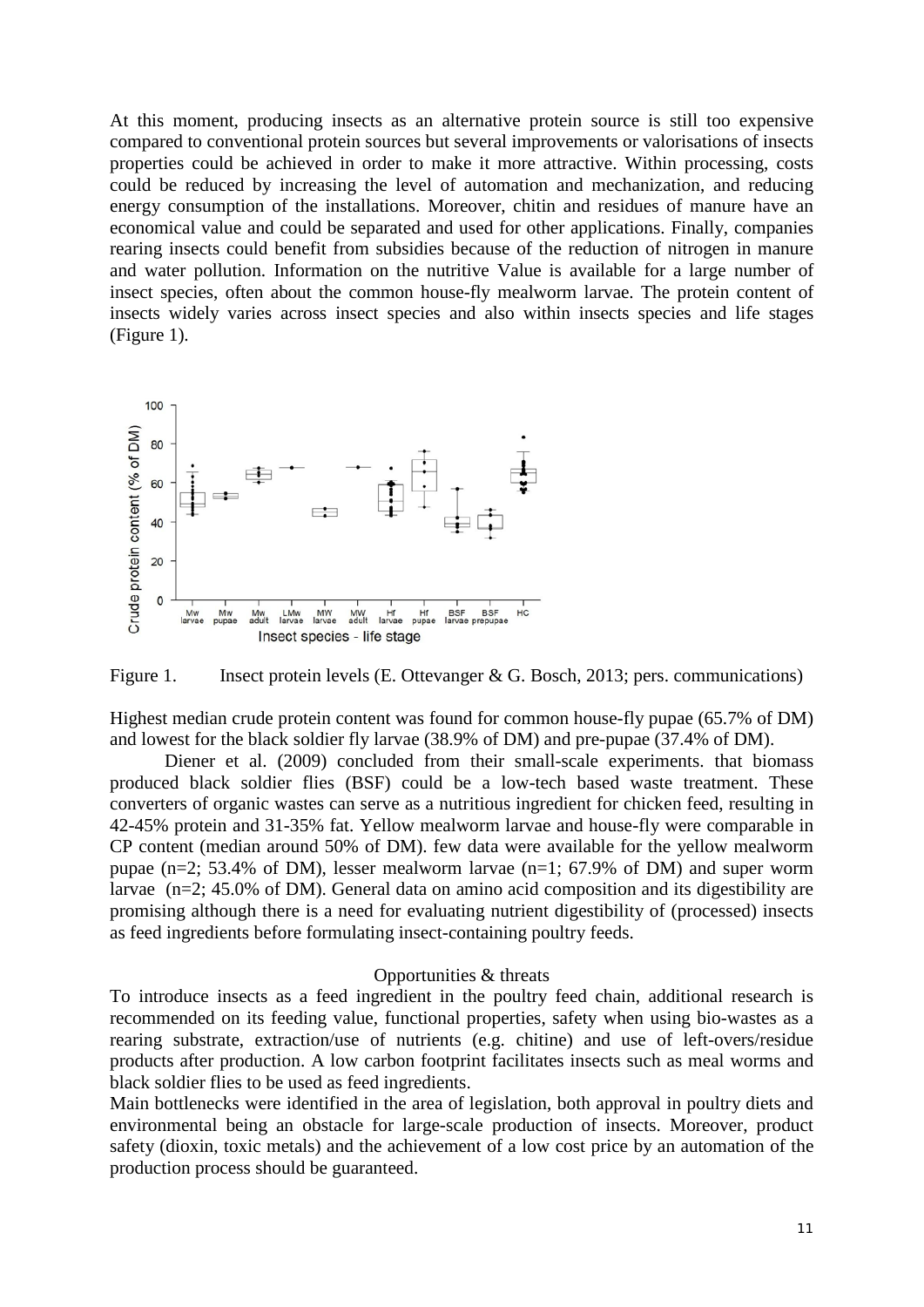At this moment, producing insects as an alternative protein source is still too expensive compared to conventional protein sources but several improvements or valorisations of insects properties could be achieved in order to make it more attractive. Within processing, costs could be reduced by increasing the level of automation and mechanization, and reducing energy consumption of the installations. Moreover, chitin and residues of manure have an economical value and could be separated and used for other applications. Finally, companies rearing insects could benefit from subsidies because of the reduction of nitrogen in manure and water pollution. Information on the nutritive Value is available for a large number of insect species, often about the common house-fly mealworm larvae. The protein content of insects widely varies across insect species and also within insects species and life stages (Figure 1).

Figure 1. Insect protein levels (E. Ottevanger & G. Bosch, 2013; pers. communications)

Highest median crude protein content was found for common house-fly pupae (65.7% of DM) and lowest for the black soldier fly larvae (38.9% of DM) and pre-pupae (37.4% of DM).

Diener et al. (2009) concluded from their small-scale experiments. that biomass produced black soldier flies (BSF) could be a low-tech based waste treatment. These converters of organic wastes can serve as a nutritious ingredient for chicken feed, resulting in 42-45% protein and 31-35% fat. Yellow mealworm larvae and house-fly were comparable in CP content (median around 50% of DM). few data were available for the yellow mealworm pupae (n=2; 53.4% of DM), lesser mealworm larvae (n=1; 67.9% of DM) and super worm larvae (n=2; 45.0% of DM). General data on amino acid composition and its digestibility are promising although there is a need for evaluating nutrient digestibility of (processed) insects as feed ingredients before formulating insect-containing poultry feeds.

## Opportunities & threats

To introduce insects as a feed ingredient in the poultry feed chain, additional research is recommended on its feeding value, functional properties, safety when using bio-wastes as a rearing substrate, extraction/use of nutrients (e.g. chitine) and use of left-overs/residue products after production. A low carbon footprint facilitates insects such as meal worms and black soldier flies to be used as feed ingredients.

Main bottlenecks were identified in the area of legislation, both approval in poultry diets and environmental being an obstacle for large-scale production of insects. Moreover, product safety (dioxin, toxic metals) and the achievement of a low cost price by an automation of the production process should be guaranteed.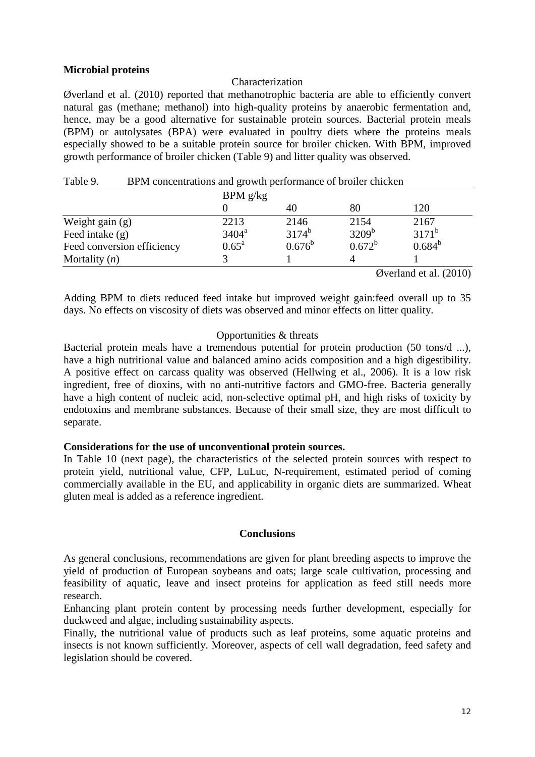**Microbial proteins**

Characterization

Øverland et al. (2010) reported that methanotrophic bacteria are able to efficiently convert natural gas (methane; methanol) into high-quality proteins by anaerobic fermentation and, hence, may be a good alternative for sustainable protein sources. Bacterial protein meals (BPM) or autolysates (BPA) were evaluated in poultry diets where the proteins meals especially showed to be a suitable protein source for broiler chicken. With BPM, improved growth performance of broiler chicken (Table 9) and litter quality was observed.

Table 9. BPM concentrations and growth performance of broiler chicken

| | BPM g/kg | | | |
|---|---|---|---|---|
| | 0 | 40 | 80 | 120 |
| Weight gain (g) | 2213 | 2146 | 2154 | 2167 |
| Feed intake (g) | 3404[a] | 3174[b] | 3209[b] | 3171[b] |
| Feed conversion efficiency | 0.65[a] | 0.676[b] | 0.672[b] | 0.684[b] |
| Mortality (*n*) | 3 | 1 | 4 | 1 |

Øverland et al. (2010)

Adding BPM to diets reduced feed intake but improved weight gain:feed overall up to 35 days. No effects on viscosity of diets was observed and minor effects on litter quality.

Opportunities & threats

Bacterial protein meals have a tremendous potential for protein production (50 tons/d ...), have a high nutritional value and balanced amino acids composition and a high digestibility. A positive effect on carcass quality was observed (Hellwing et al., 2006). It is a low risk ingredient, free of dioxins, with no anti-nutritive factors and GMO-free. Bacteria generally have a high content of nucleic acid, non-selective optimal pH, and high risks of toxicity by endotoxins and membrane substances. Because of their small size, they are most difficult to separate.

**Considerations for the use of unconventional protein sources.**

In Table 10 (next page), the characteristics of the selected protein sources with respect to protein yield, nutritional value, CFP, LuLuc, N-requirement, estimated period of coming commercially available in the EU, and applicability in organic diets are summarized. Wheat gluten meal is added as a reference ingredient.

**Conclusions**

As general conclusions, recommendations are given for plant breeding aspects to improve the yield of production of European soybeans and oats; large scale cultivation, processing and feasibility of aquatic, leave and insect proteins for application as feed still needs more research.

Enhancing plant protein content by processing needs further development, especially for duckweed and algae, including sustainability aspects.

Finally, the nutritional value of products such as leaf proteins, some aquatic proteins and insects is not known sufficiently. Moreover, aspects of cell wall degradation, feed safety and legislation should be covered.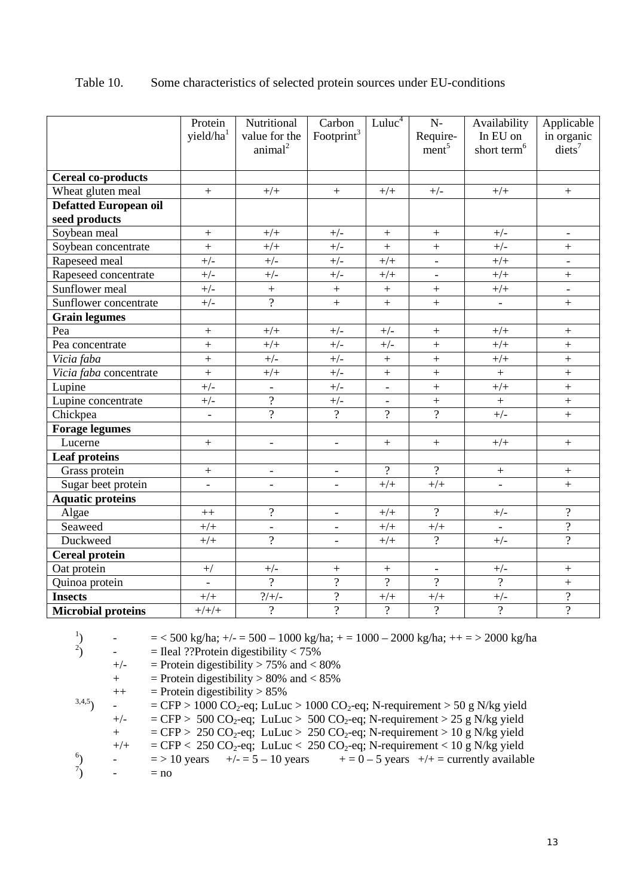Table 10. Some characteristics of selected protein sources under EU-conditions

| | Protein yield/ha[1] | Nutritional value for the animal[2] | Carbon Footprint[3] | Luluc[4] | N-Require-ment[5] | Availability In EU on short term[6] | Applicable in organic diets[7] |
|---|---|---|---|---|---|---|---|
| **Cereal co-products** | | | | | | | |
| Wheat gluten meal | + | +/+ | + | +/+ | +/- | +/+ | + |
| **Defatted European oil seed products** | | | | | | | |
| Soybean meal | + | +/+ | +/- | + | + | +/- | - |
| Soybean concentrate | + | +/+ | +/- | + | + | +/- | + |
| Rapeseed meal | +/- | +/- | +/- | +/+ | - | +/+ | - |
| Rapeseed concentrate | +/- | +/- | +/- | +/+ | - | +/+ | + |
| Sunflower meal | +/- | + | + | + | + | +/+ | - |
| Sunflower concentrate | +/- | ? | + | + | + | - | + |
| **Grain legumes** | | | | | | | |
| Pea | + | +/+ | +/- | +/- | + | +/+ | + |
| Pea concentrate | + | +/+ | +/- | +/- | + | +/+ | + |
| *Vicia faba* | + | +/- | +/- | + | + | +/+ | + |
| *Vicia faba* concentrate | + | +/+ | +/- | + | + | + | + |
| Lupine | +/- | - | +/- | - | + | +/+ | + |
| Lupine concentrate | +/- | ? | +/- | - | + | + | + |
| Chickpea | - | ? | ? | ? | ? | +/- | + |
| **Forage legumes** | | | | | | | |
| Lucerne | + | - | - | + | + | +/+ | + |
| **Leaf proteins** | | | | | | | |
| Grass protein | + | - | - | ? | ? | + | + |
| Sugar beet protein | - | - | - | +/+ | +/+ | - | + |
| **Aquatic proteins** | | | | | | | |
| Algae | ++ | ? | - | +/+ | ? | +/- | ? |
| Seaweed | +/+ | - | - | +/+ | +/+ | - | ? |
| Duckweed | +/+ | ? | - | +/+ | ? | +/- | ? |
| **Cereal protein** | | | | | | | |
| Oat protein | +/ | +/- | + | + | - | +/- | + |
| Quinoa protein | - | ? | ? | ? | ? | ? | + |
| **Insects** | +/+ | ?/+/- | ? | +/+ | +/+ | +/- | ? |
| **Microbial proteins** | +/+/+ | ? | ? | ? | ? | ? | ? |

[1]) - = < 500 kg/ha; +/- = 500 – 1000 kg/ha; + = 1000 – 2000 kg/ha; ++ = > 2000 kg/ha

[2]) - = Ileal ??Protein digestibility < 75%
+/- = Protein digestibility > 75% and < 80%
+ = Protein digestibility > 80% and < 85%
++ = Protein digestibility > 85%

[3,4,5]) - = CFP > 1000 $CO_2$-eq; LuLuc > 1000 $CO_2$-eq; N-requirement > 50 g N/kg yield
+/- = CFP > 500 $CO_2$-eq; LuLuc > 500 $CO_2$-eq; N-requirement > 25 g N/kg yield
+ = CFP > 250 $CO_2$-eq; LuLuc > 250 $CO_2$-eq; N-requirement > 10 g N/kg yield
+/+ = CFP < 250 $CO_2$-eq; LuLuc < 250 $CO_2$-eq; N-requirement < 10 g N/kg yield

[6]) - = > 10 years +/- = 5 – 10 years + = 0 – 5 years +/+ = currently available

[7]) - = no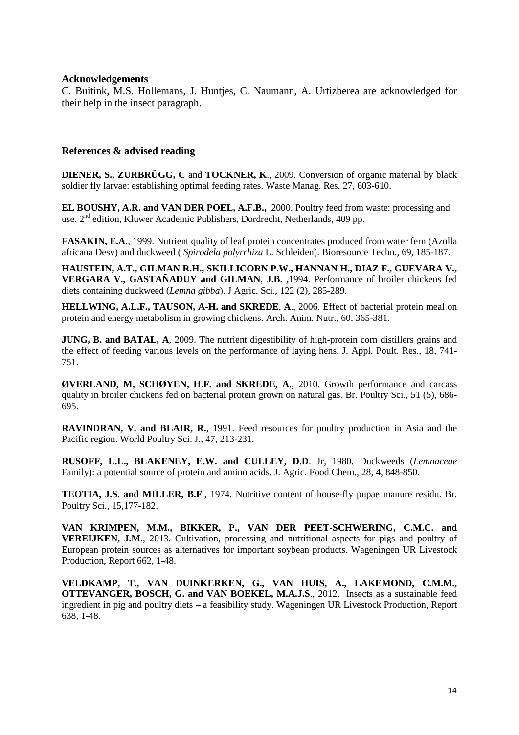## Acknowledgements

C. Buitink, M.S. Hollemans, J. Huntjes, C. Naumann, A. Urtizberea are acknowledged for their help in the insect paragraph.

## References & advised reading

**DIENER, S., ZURBRÜGG, C** and **TOCKNER, K**., 2009. Conversion of organic material by black soldier fly larvae: establishing optimal feeding rates. Waste Manag. Res. 27, 603-610.

**EL BOUSHY, A.R. and VAN DER POEL, A.F.B.,** 2000. Poultry feed from waste: processing and use. 2nd edition, Kluwer Academic Publishers, Dordrecht, Netherlands, 409 pp.

**FASAKIN, E.A**., 1999. Nutrient quality of leaf protein concentrates produced from water fern (Azolla africana Desv) and duckweed ( *Spirodela polyrrhiza* L. Schleiden). Bioresource Techn., 69, 185-187.

**HAUSTEIN, A.T., GILMAN R.H., SKILLICORN P.W., HANNAN H., DIAZ F., GUEVARA V., VERGARA V., GASTAÑADUY and GILMAN**, **J.B. ,**1994. Performance of broiler chickens fed diets containing duckweed (*Lemna gibba*). J Agric. Sci., 122 (2), 285-289.

**HELLWING, A.L.F., TAUSON, A-H. and SKREDE**, **A**., 2006. Effect of bacterial protein meal on protein and energy metabolism in growing chickens. Arch. Anim. Nutr., 60, 365-381.

**JUNG, B. and BATAL, A**, 2009. The nutrient digestibility of high-protein corn distillers grains and the effect of feeding various levels on the performance of laying hens. J. Appl. Poult. Res., 18, 741-751.

**ØVERLAND, M, SCHØYEN, H.F. and SKREDE, A**., 2010. Growth performance and carcass quality in broiler chickens fed on bacterial protein grown on natural gas. Br. Poultry Sci., 51 (5), 686-695.

**RAVINDRAN, V. and BLAIR, R.**, 1991. Feed resources for poultry production in Asia and the Pacific region. World Poultry Sci. J., 47, 213-231.

**RUSOFF, L.L., BLAKENEY, E.W. and CULLEY, D.D**. Jr, 1980. Duckweeds (*Lemnaceae* Family): a potential source of protein and amino acids. J. Agric. Food Chem., 28, 4, 848-850.

**TEOTIA, J.S. and MILLER, B.F**., 1974. Nutritive content of house-fly pupae manure residu. Br. Poultry Sci., 15,177-182.

**VAN KRIMPEN, M.M., BIKKER, P., VAN DER PEET-SCHWERING, C.M.C. and VEREIJKEN, J.M.**, 2013. Cultivation, processing and nutritional aspects for pigs and poultry of European protein sources as alternatives for important soybean products. Wageningen UR Livestock Production, Report 662, 1-48.

**VELDKAMP, T., VAN DUINKERKEN, G., VAN HUIS, A., LAKEMOND, C.M.M., OTTEVANGER, BOSCH, G. and VAN BOEKEL, M.A.J.S**., 2012. Insects as a sustainable feed ingredient in pig and poultry diets – a feasibility study. Wageningen UR Livestock Production, Report 638, 1-48.